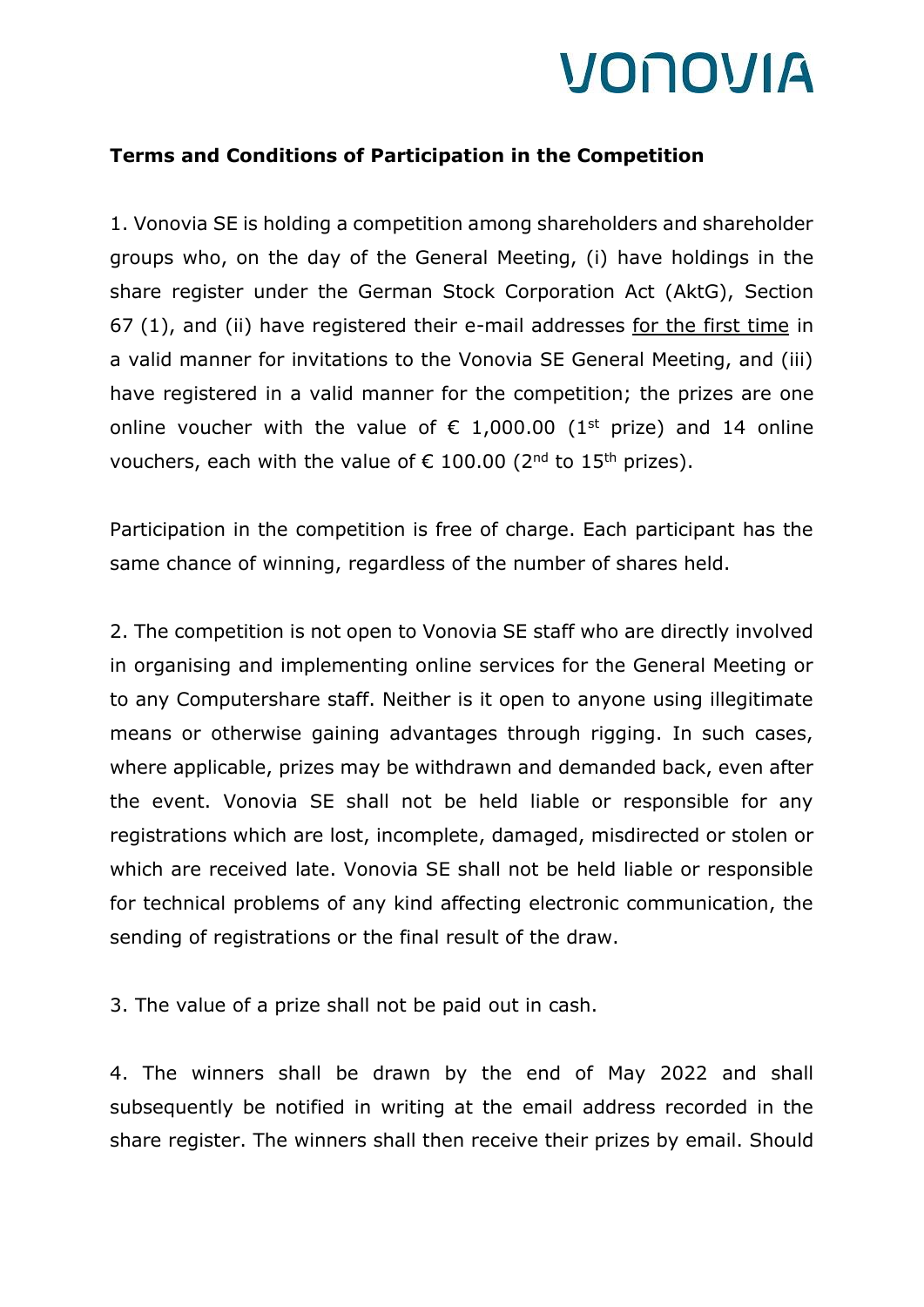# VONOVIA

**Terms and Conditions of Participation in the Competition**

1. Vonovia SE is holding a competition among shareholders and shareholder groups who, on the day of the General Meeting, (i) have holdings in the share register under the German Stock Corporation Act (AktG), Section 67 (1), and (ii) have registered their e-mail addresses <u>for the first time</u> in a valid manner for invitations to the Vonovia SE General Meeting, and (iii) have registered in a valid manner for the competition; the prizes are one online voucher with the value of € 1,000.00 (1st prize) and 14 online vouchers, each with the value of € 100.00 (2nd to 15th prizes).

Participation in the competition is free of charge. Each participant has the same chance of winning, regardless of the number of shares held.

2. The competition is not open to Vonovia SE staff who are directly involved in organising and implementing online services for the General Meeting or to any Computershare staff. Neither is it open to anyone using illegitimate means or otherwise gaining advantages through rigging. In such cases, where applicable, prizes may be withdrawn and demanded back, even after the event. Vonovia SE shall not be held liable or responsible for any registrations which are lost, incomplete, damaged, misdirected or stolen or which are received late. Vonovia SE shall not be held liable or responsible for technical problems of any kind affecting electronic communication, the sending of registrations or the final result of the draw.

3. The value of a prize shall not be paid out in cash.

4. The winners shall be drawn by the end of May 2022 and shall subsequently be notified in writing at the email address recorded in the share register. The winners shall then receive their prizes by email. Should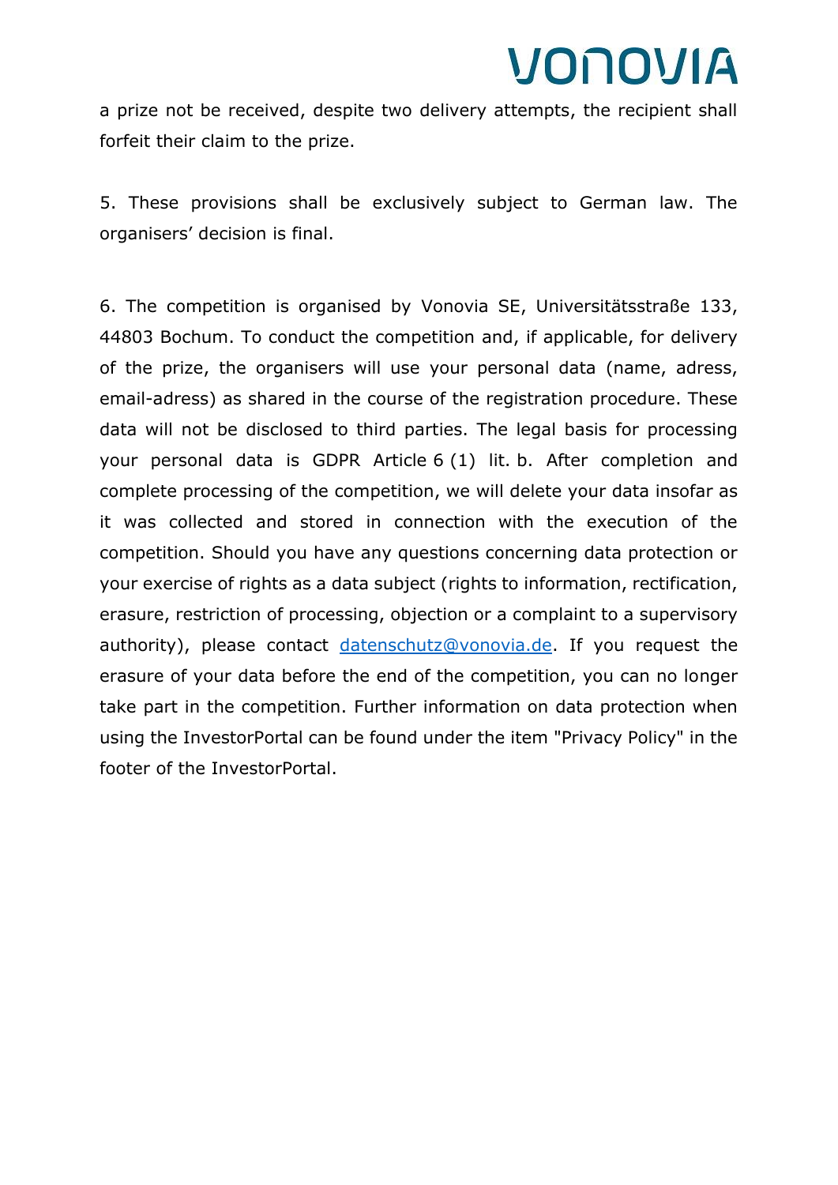a prize not be received, despite two delivery attempts, the recipient shall forfeit their claim to the prize.

5. These provisions shall be exclusively subject to German law. The organisers' decision is final.

6. The competition is organised by Vonovia SE, Universitätsstraße 133, 44803 Bochum. To conduct the competition and, if applicable, for delivery of the prize, the organisers will use your personal data (name, adress, email-adress) as shared in the course of the registration procedure. These data will not be disclosed to third parties. The legal basis for processing your personal data is GDPR Article 6 (1) lit. b. After completion and complete processing of the competition, we will delete your data insofar as it was collected and stored in connection with the execution of the competition. Should you have any questions concerning data protection or your exercise of rights as a data subject (rights to information, rectification, erasure, restriction of processing, objection or a complaint to a supervisory authority), please contact datenschutz@vonovia.de. If you request the erasure of your data before the end of the competition, you can no longer take part in the competition. Further information on data protection when using the InvestorPortal can be found under the item "Privacy Policy" in the footer of the InvestorPortal.